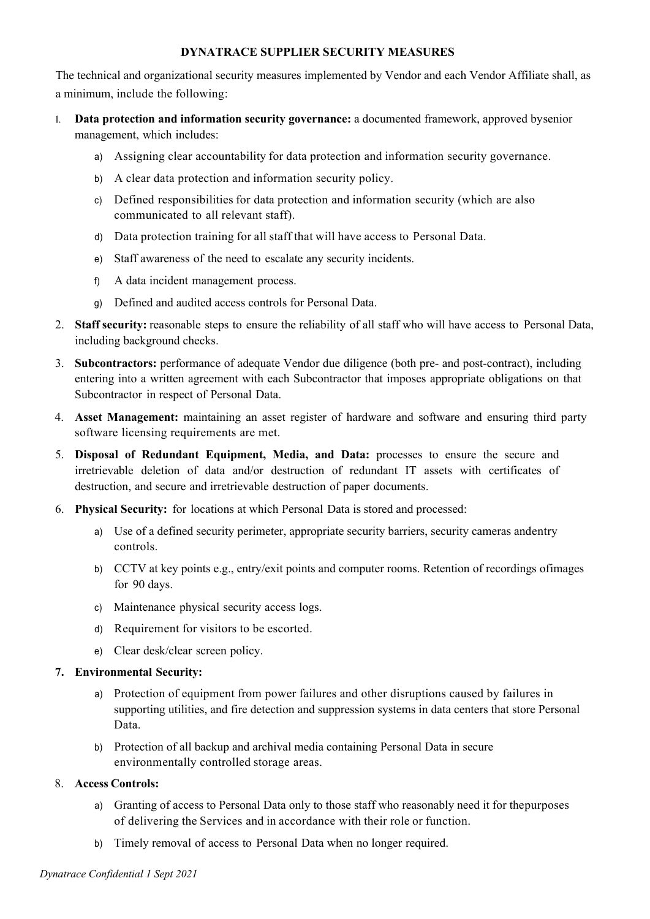**DYNATRACE SUPPLIER SECURITY MEASURES**

The technical and organizational security measures implemented by Vendor and each Vendor Affiliate shall, as a minimum, include the following:

1. **Data protection and information security governance:** a documented framework, approved bysenior management, which includes:
    a) Assigning clear accountability for data protection and information security governance.
    b) A clear data protection and information security policy.
    c) Defined responsibilities for data protection and information security (which are also communicated to all relevant staff).
    d) Data protection training for all staff that will have access to Personal Data.
    e) Staff awareness of the need to escalate any security incidents.
    f) A data incident management process.
    g) Defined and audited access controls for Personal Data.
2. **Staff security:** reasonable steps to ensure the reliability of all staff who will have access to Personal Data, including background checks.
3. **Subcontractors:** performance of adequate Vendor due diligence (both pre- and post-contract), including entering into a written agreement with each Subcontractor that imposes appropriate obligations on that Subcontractor in respect of Personal Data.
4. **Asset Management:** maintaining an asset register of hardware and software and ensuring third party software licensing requirements are met.
5. **Disposal of Redundant Equipment, Media, and Data:** processes to ensure the secure and irretrievable deletion of data and/or destruction of redundant IT assets with certificates of destruction, and secure and irretrievable destruction of paper documents.
6. **Physical Security:** for locations at which Personal Data is stored and processed:
    a) Use of a defined security perimeter, appropriate security barriers, security cameras andentry controls.
    b) CCTV at key points e.g., entry/exit points and computer rooms. Retention of recordings ofimages for 90 days.
    c) Maintenance physical security access logs.
    d) Requirement for visitors to be escorted.
    e) Clear desk/clear screen policy.
7. **Environmental Security:**
    a) Protection of equipment from power failures and other disruptions caused by failures in supporting utilities, and fire detection and suppression systems in data centers that store Personal Data.
    b) Protection of all backup and archival media containing Personal Data in secure environmentally controlled storage areas.
8. **Access Controls:**
    a) Granting of access to Personal Data only to those staff who reasonably need it for thepurposes of delivering the Services and in accordance with their role or function.
    b) Timely removal of access to Personal Data when no longer required.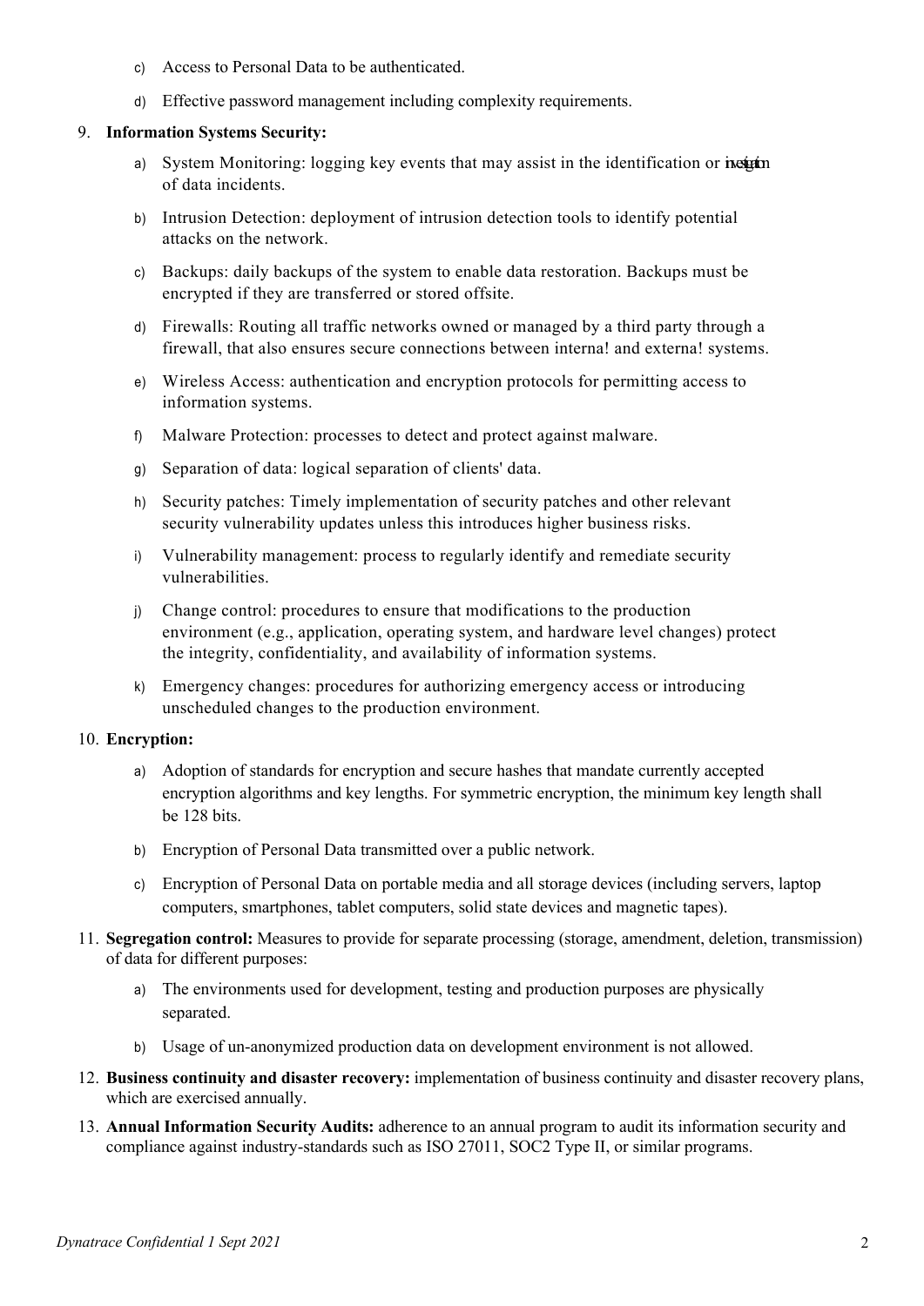c) Access to Personal Data to be authenticated.

d) Effective password management including complexity requirements.

9. **Information Systems Security:**

   a) System Monitoring: logging key events that may assist in the identification or investigation of data incidents.

   b) Intrusion Detection: deployment of intrusion detection tools to identify potential attacks on the network.

   c) Backups: daily backups of the system to enable data restoration. Backups must be encrypted if they are transferred or stored offsite.

   d) Firewalls: Routing all traffic networks owned or managed by a third party through a firewall, that also ensures secure connections between interna! and externa! systems.

   e) Wireless Access: authentication and encryption protocols for permitting access to information systems.

   f) Malware Protection: processes to detect and protect against malware.

   g) Separation of data: logical separation of clients' data.

   h) Security patches: Timely implementation of security patches and other relevant security vulnerability updates unless this introduces higher business risks.

   i) Vulnerability management: process to regularly identify and remediate security vulnerabilities.

   j) Change control: procedures to ensure that modifications to the production environment (e.g., application, operating system, and hardware level changes) protect the integrity, confidentiality, and availability of information systems.

   k) Emergency changes: procedures for authorizing emergency access or introducing unscheduled changes to the production environment.

10. **Encryption:**

    a) Adoption of standards for encryption and secure hashes that mandate currently accepted encryption algorithms and key lengths. For symmetric encryption, the minimum key length shall be 128 bits.

    b) Encryption of Personal Data transmitted over a public network.

    c) Encryption of Personal Data on portable media and all storage devices (including servers, laptop computers, smartphones, tablet computers, solid state devices and magnetic tapes).

11. **Segregation control:** Measures to provide for separate processing (storage, amendment, deletion, transmission) of data for different purposes:

    a) The environments used for development, testing and production purposes are physically separated.

    b) Usage of un-anonymized production data on development environment is not allowed.

12. **Business continuity and disaster recovery:** implementation of business continuity and disaster recovery plans, which are exercised annually.

13. **Annual Information Security Audits:** adherence to an annual program to audit its information security and compliance against industry-standards such as ISO 27011, SOC2 Type II, or similar programs.